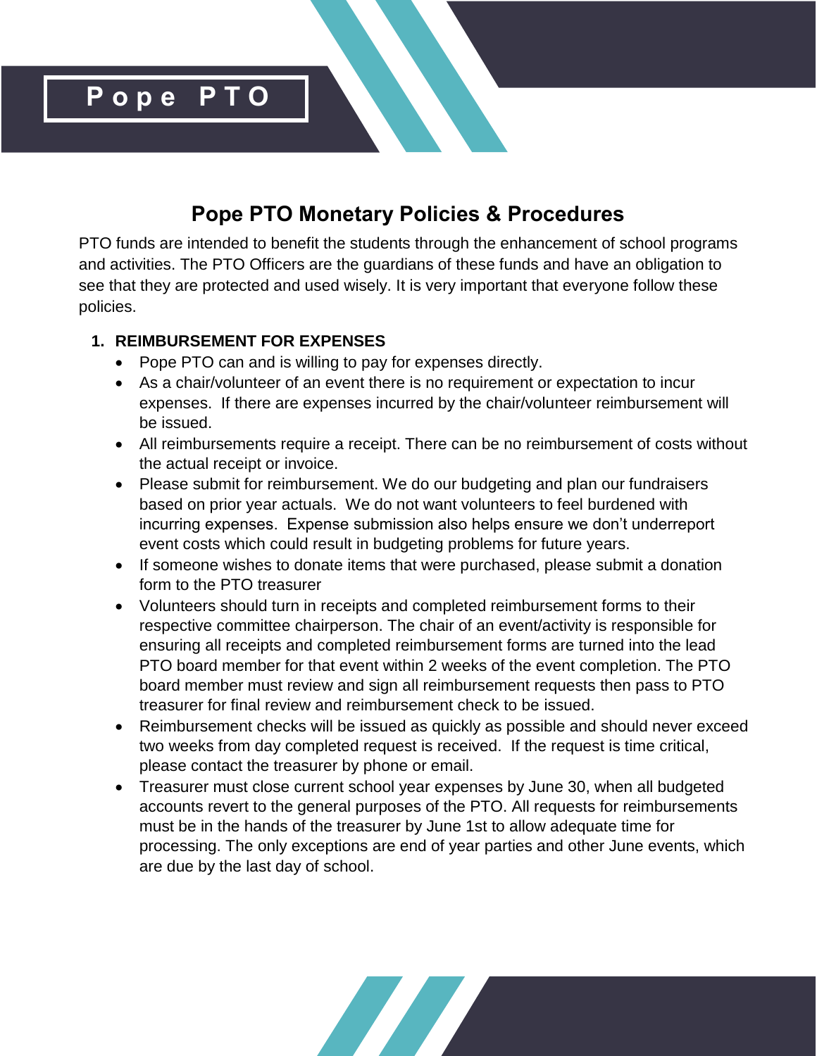# Pope PTO

## Pope PTO Monetary Policies & Procedures

PTO funds are intended to benefit the students through the enhancement of school programs and activities. The PTO Officers are the guardians of these funds and have an obligation to see that they are protected and used wisely. It is very important that everyone follow these policies.

1. **REIMBURSEMENT FOR EXPENSES**
   - Pope PTO can and is willing to pay for expenses directly.
   - As a chair/volunteer of an event there is no requirement or expectation to incur expenses. If there are expenses incurred by the chair/volunteer reimbursement will be issued.
   - All reimbursements require a receipt. There can be no reimbursement of costs without the actual receipt or invoice.
   - Please submit for reimbursement. We do our budgeting and plan our fundraisers based on prior year actuals. We do not want volunteers to feel burdened with incurring expenses. Expense submission also helps ensure we don't underreport event costs which could result in budgeting problems for future years.
   - If someone wishes to donate items that were purchased, please submit a donation form to the PTO treasurer
   - Volunteers should turn in receipts and completed reimbursement forms to their respective committee chairperson. The chair of an event/activity is responsible for ensuring all receipts and completed reimbursement forms are turned into the lead PTO board member for that event within 2 weeks of the event completion. The PTO board member must review and sign all reimbursement requests then pass to PTO treasurer for final review and reimbursement check to be issued.
   - Reimbursement checks will be issued as quickly as possible and should never exceed two weeks from day completed request is received. If the request is time critical, please contact the treasurer by phone or email.
   - Treasurer must close current school year expenses by June 30, when all budgeted accounts revert to the general purposes of the PTO. All requests for reimbursements must be in the hands of the treasurer by June 1st to allow adequate time for processing. The only exceptions are end of year parties and other June events, which are due by the last day of school.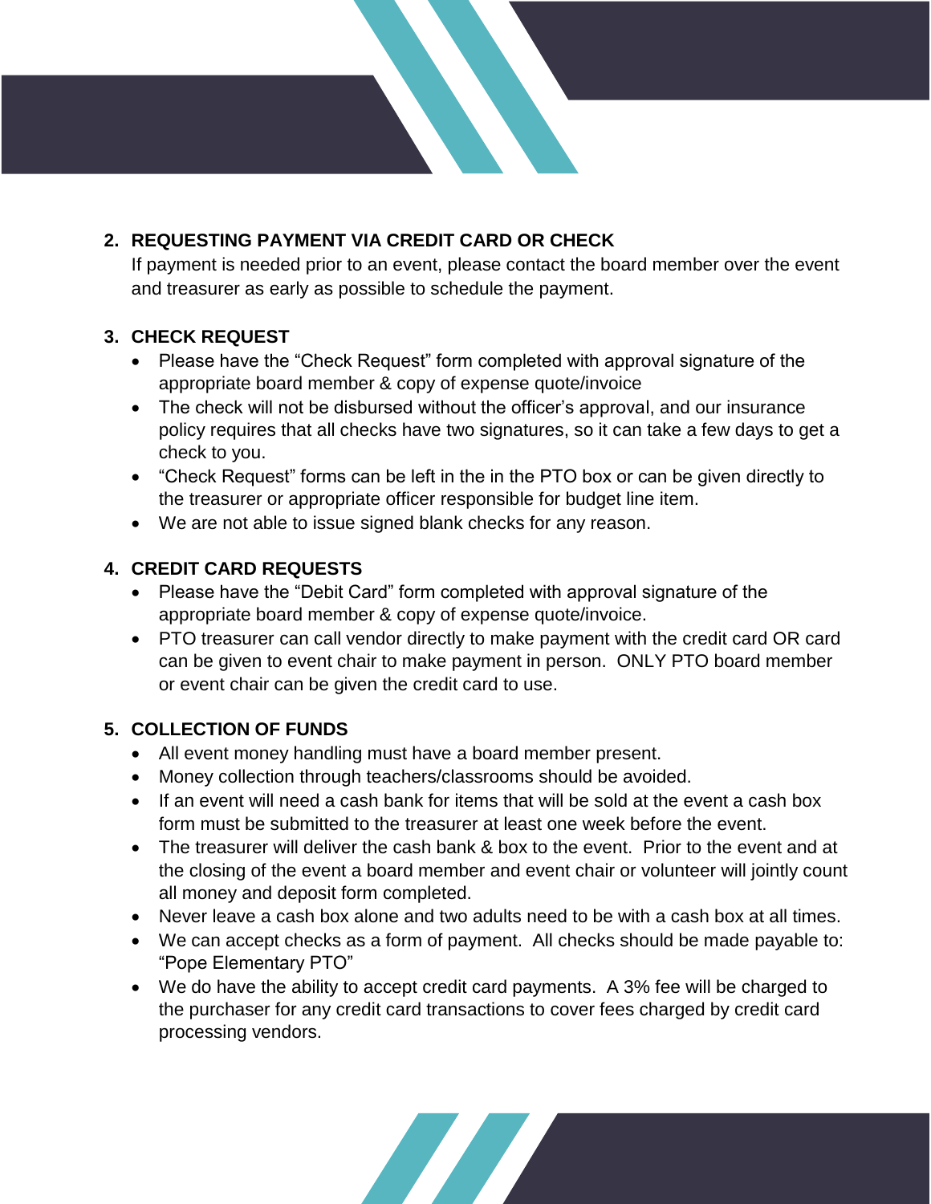2. **REQUESTING PAYMENT VIA CREDIT CARD OR CHECK**

   If payment is needed prior to an event, please contact the board member over the event and treasurer as early as possible to schedule the payment.

3. **CHECK REQUEST**
   - Please have the "Check Request" form completed with approval signature of the appropriate board member & copy of expense quote/invoice
   - The check will not be disbursed without the officer's approval, and our insurance policy requires that all checks have two signatures, so it can take a few days to get a check to you.
   - "Check Request" forms can be left in the in the PTO box or can be given directly to the treasurer or appropriate officer responsible for budget line item.
   - We are not able to issue signed blank checks for any reason.

4. **CREDIT CARD REQUESTS**
   - Please have the "Debit Card" form completed with approval signature of the appropriate board member & copy of expense quote/invoice.
   - PTO treasurer can call vendor directly to make payment with the credit card OR card can be given to event chair to make payment in person. ONLY PTO board member or event chair can be given the credit card to use.

5. **COLLECTION OF FUNDS**
   - All event money handling must have a board member present.
   - Money collection through teachers/classrooms should be avoided.
   - If an event will need a cash bank for items that will be sold at the event a cash box form must be submitted to the treasurer at least one week before the event.
   - The treasurer will deliver the cash bank & box to the event. Prior to the event and at the closing of the event a board member and event chair or volunteer will jointly count all money and deposit form completed.
   - Never leave a cash box alone and two adults need to be with a cash box at all times.
   - We can accept checks as a form of payment. All checks should be made payable to: "Pope Elementary PTO"
   - We do have the ability to accept credit card payments. A 3% fee will be charged to the purchaser for any credit card transactions to cover fees charged by credit card processing vendors.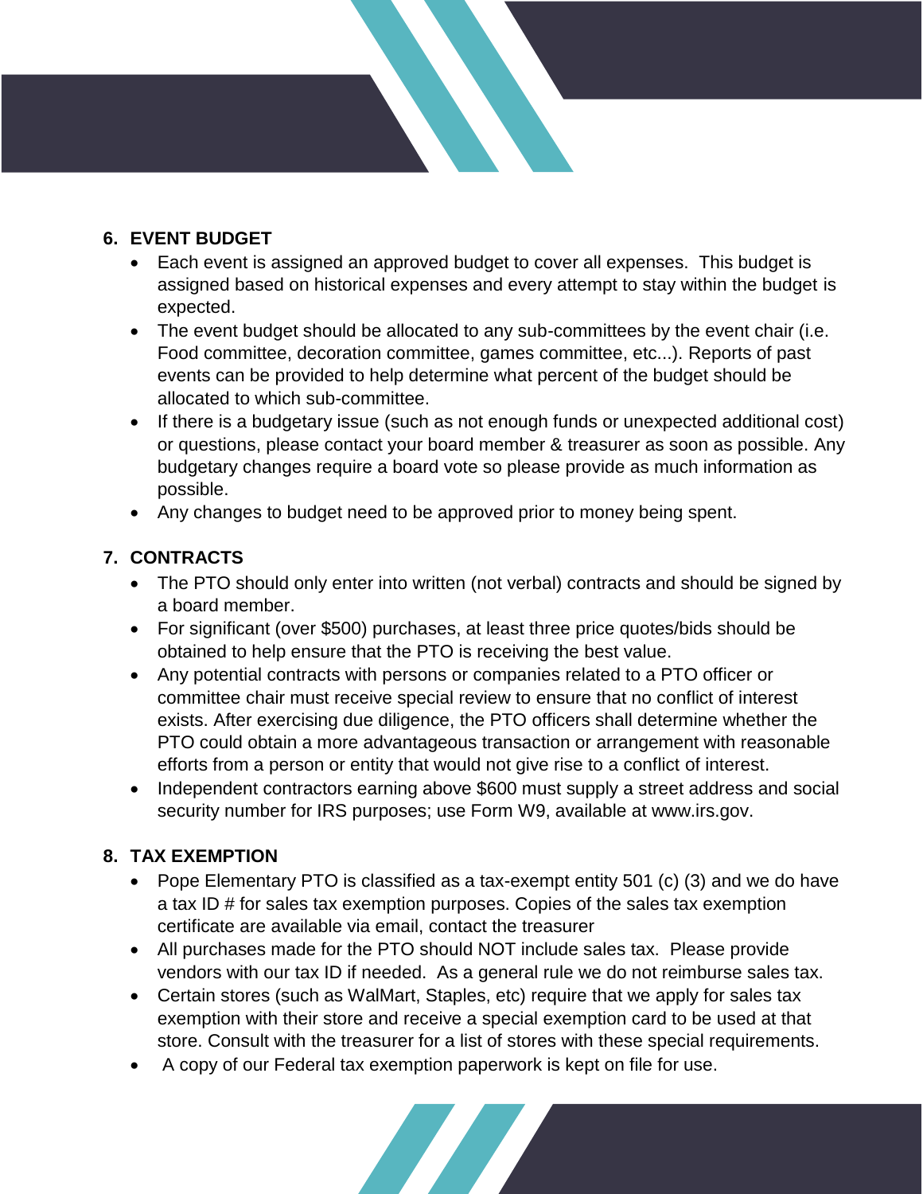## 6. EVENT BUDGET

- Each event is assigned an approved budget to cover all expenses. This budget is assigned based on historical expenses and every attempt to stay within the budget is expected.
- The event budget should be allocated to any sub-committees by the event chair (i.e. Food committee, decoration committee, games committee, etc...). Reports of past events can be provided to help determine what percent of the budget should be allocated to which sub-committee.
- If there is a budgetary issue (such as not enough funds or unexpected additional cost) or questions, please contact your board member & treasurer as soon as possible. Any budgetary changes require a board vote so please provide as much information as possible.
- Any changes to budget need to be approved prior to money being spent.

## 7. CONTRACTS

- The PTO should only enter into written (not verbal) contracts and should be signed by a board member.
- For significant (over $500) purchases, at least three price quotes/bids should be obtained to help ensure that the PTO is receiving the best value.
- Any potential contracts with persons or companies related to a PTO officer or committee chair must receive special review to ensure that no conflict of interest exists. After exercising due diligence, the PTO officers shall determine whether the PTO could obtain a more advantageous transaction or arrangement with reasonable efforts from a person or entity that would not give rise to a conflict of interest.
- Independent contractors earning above $600 must supply a street address and social security number for IRS purposes; use Form W9, available at www.irs.gov.

## 8. TAX EXEMPTION

- Pope Elementary PTO is classified as a tax-exempt entity 501 (c) (3) and we do have a tax ID # for sales tax exemption purposes. Copies of the sales tax exemption certificate are available via email, contact the treasurer
- All purchases made for the PTO should NOT include sales tax. Please provide vendors with our tax ID if needed. As a general rule we do not reimburse sales tax.
- Certain stores (such as WalMart, Staples, etc) require that we apply for sales tax exemption with their store and receive a special exemption card to be used at that store. Consult with the treasurer for a list of stores with these special requirements.
- A copy of our Federal tax exemption paperwork is kept on file for use.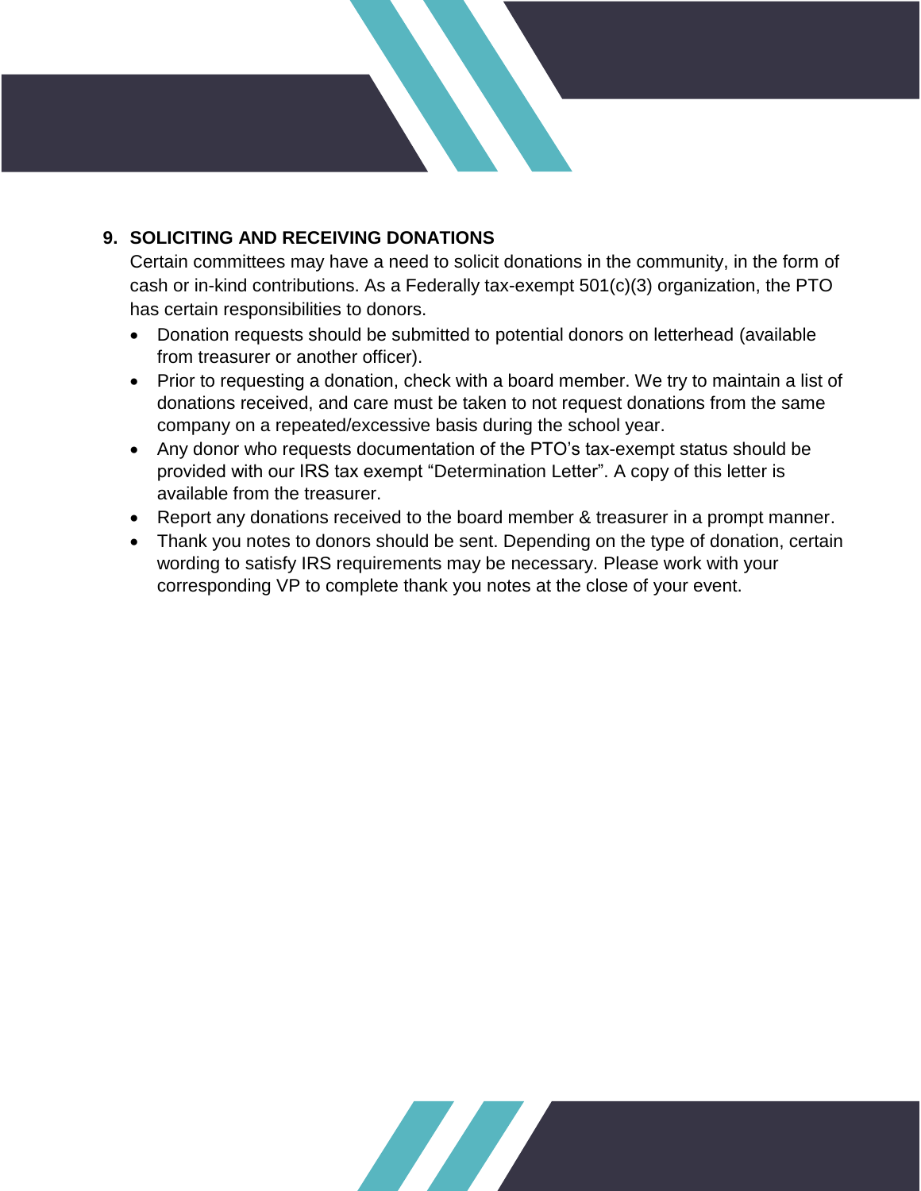## 9. SOLICITING AND RECEIVING DONATIONS

Certain committees may have a need to solicit donations in the community, in the form of cash or in-kind contributions. As a Federally tax-exempt 501(c)(3) organization, the PTO has certain responsibilities to donors.

- Donation requests should be submitted to potential donors on letterhead (available from treasurer or another officer).
- Prior to requesting a donation, check with a board member. We try to maintain a list of donations received, and care must be taken to not request donations from the same company on a repeated/excessive basis during the school year.
- Any donor who requests documentation of the PTO's tax-exempt status should be provided with our IRS tax exempt "Determination Letter". A copy of this letter is available from the treasurer.
- Report any donations received to the board member & treasurer in a prompt manner.
- Thank you notes to donors should be sent. Depending on the type of donation, certain wording to satisfy IRS requirements may be necessary. Please work with your corresponding VP to complete thank you notes at the close of your event.